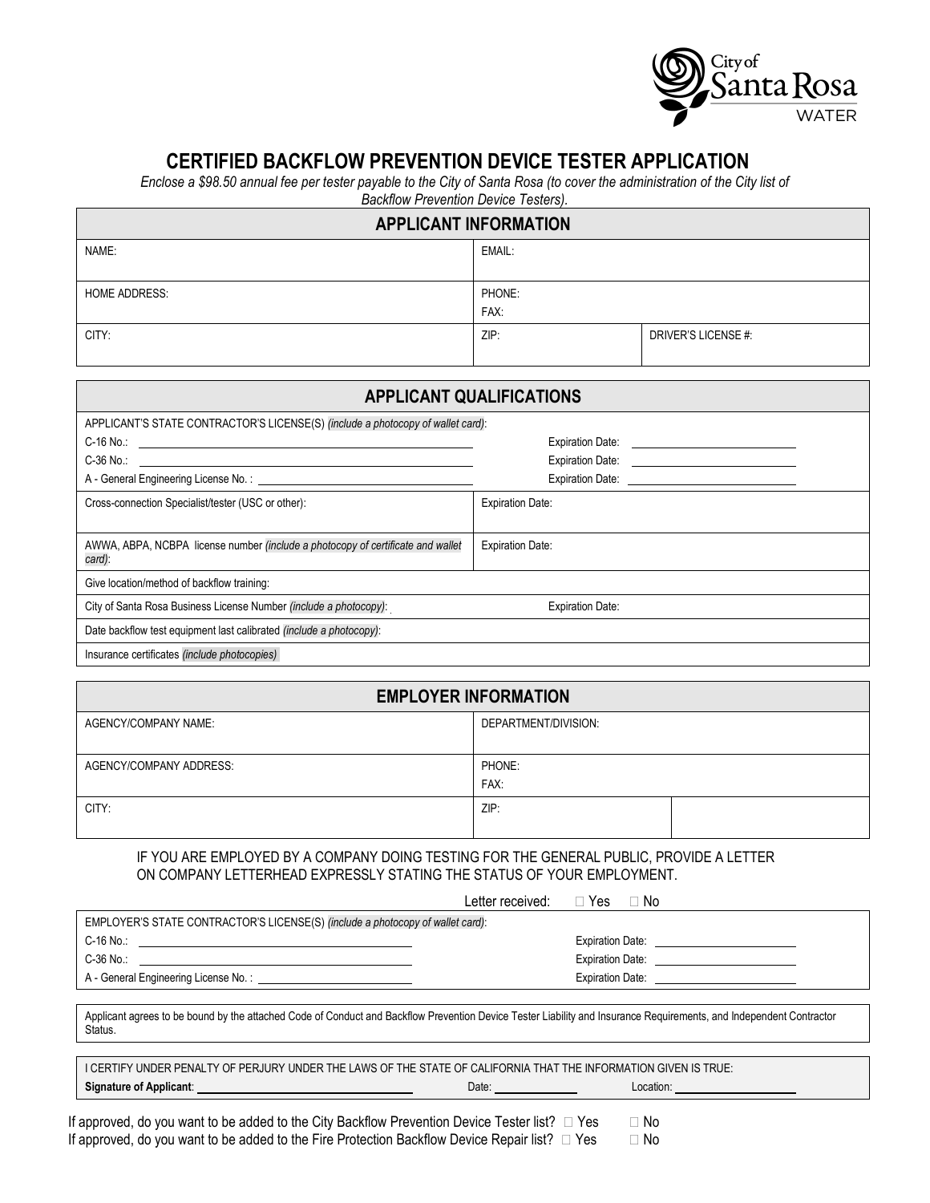City of Santa Rosa WATER

# CERTIFIED BACKFLOW PREVENTION DEVICE TESTER APPLICATION

*Enclose a $98.50 annual fee per tester payable to the City of Santa Rosa (to cover the administration of the City list of Backflow Prevention Device Testers).*

## APPLICANT INFORMATION

| NAME: | EMAIL: | |
|---|---|---|
| HOME ADDRESS: | PHONE: FAX: | |
| CITY: | ZIP: | DRIVER'S LICENSE #: |

## APPLICANT QUALIFICATIONS

APPLICANT'S STATE CONTRACTOR'S LICENSE(S) *(include a photocopy of wallet card)*:

C-16 No.: ______________________ Expiration Date: ______________

C-36 No.: ______________________ Expiration Date: ______________

A - General Engineering License No. : ______________ Expiration Date: ______________

| Cross-connection Specialist/tester (USC or other): | Expiration Date: |
|---|---|
| AWWA, ABPA, NCBPA license number *(include a photocopy of certificate and wallet card)*: | Expiration Date: |

Give location/method of backflow training:

City of Santa Rosa Business License Number *(include a photocopy)*: Expiration Date:

Date backflow test equipment last calibrated *(include a photocopy)*:

Insurance certificates *(include photocopies)*

## EMPLOYER INFORMATION

| AGENCY/COMPANY NAME: | DEPARTMENT/DIVISION: | |
|---|---|---|
| AGENCY/COMPANY ADDRESS: | PHONE: FAX: | |
| CITY: | ZIP: | |

IF YOU ARE EMPLOYED BY A COMPANY DOING TESTING FOR THE GENERAL PUBLIC, PROVIDE A LETTER ON COMPANY LETTERHEAD EXPRESSLY STATING THE STATUS OF YOUR EMPLOYMENT.

Letter received: ☐ Yes ☐ No

EMPLOYER'S STATE CONTRACTOR'S LICENSE(S) *(include a photocopy of wallet card)*:

C-16 No.: ______________________ Expiration Date: ______________

C-36 No.: ______________________ Expiration Date: ______________

A - General Engineering License No. : ______________ Expiration Date: ______________

Applicant agrees to be bound by the attached Code of Conduct and Backflow Prevention Device Tester Liability and Insurance Requirements, and Independent Contractor Status.

I CERTIFY UNDER PENALTY OF PERJURY UNDER THE LAWS OF THE STATE OF CALIFORNIA THAT THE INFORMATION GIVEN IS TRUE:

**Signature of Applicant**: ______________________ Date: ____________ Location: ______________

If approved, do you want to be added to the City Backflow Prevention Device Tester list? ☐ Yes ☐ No

If approved, do you want to be added to the Fire Protection Backflow Device Repair list? ☐ Yes ☐ No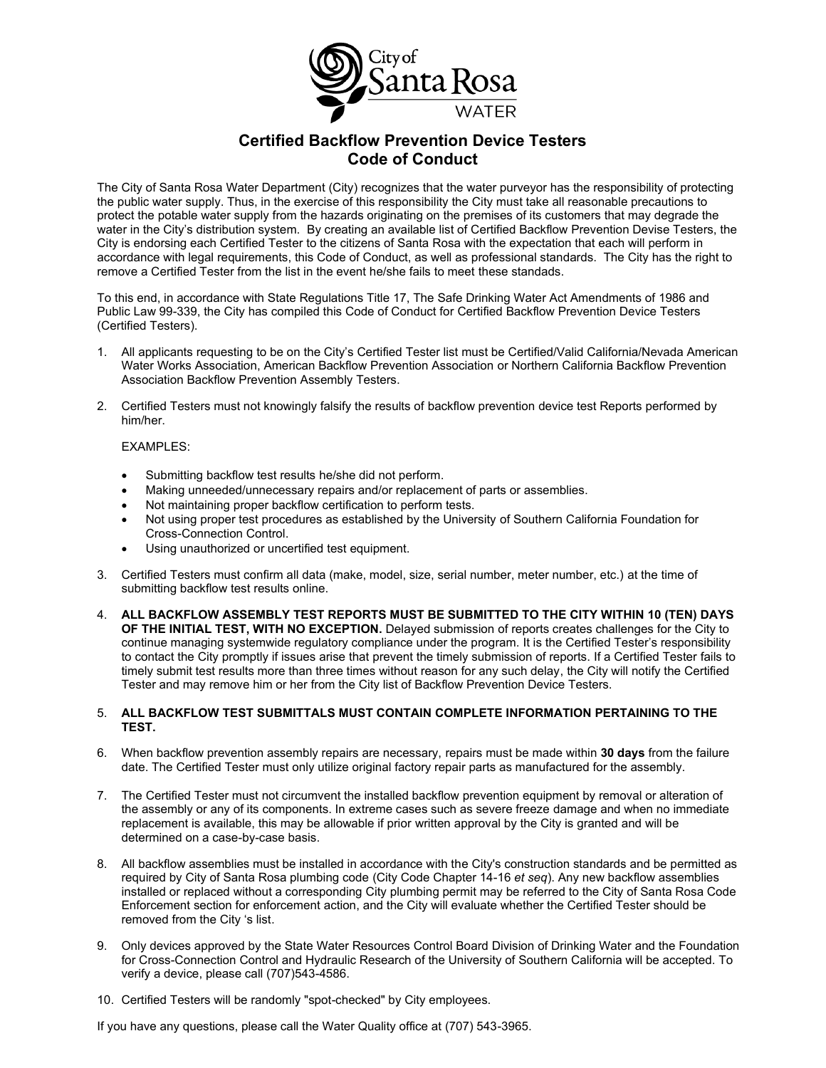City of Santa Rosa WATER

# Certified Backflow Prevention Device Testers
# Code of Conduct

The City of Santa Rosa Water Department (City) recognizes that the water purveyor has the responsibility of protecting the public water supply. Thus, in the exercise of this responsibility the City must take all reasonable precautions to protect the potable water supply from the hazards originating on the premises of its customers that may degrade the water in the City's distribution system. By creating an available list of Certified Backflow Prevention Devise Testers, the City is endorsing each Certified Tester to the citizens of Santa Rosa with the expectation that each will perform in accordance with legal requirements, this Code of Conduct, as well as professional standards. The City has the right to remove a Certified Tester from the list in the event he/she fails to meet these standads.

To this end, in accordance with State Regulations Title 17, The Safe Drinking Water Act Amendments of 1986 and Public Law 99-339, the City has compiled this Code of Conduct for Certified Backflow Prevention Device Testers (Certified Testers).

1. All applicants requesting to be on the City's Certified Tester list must be Certified/Valid California/Nevada American Water Works Association, American Backflow Prevention Association or Northern California Backflow Prevention Association Backflow Prevention Assembly Testers.

2. Certified Testers must not knowingly falsify the results of backflow prevention device test Reports performed by him/her.

   EXAMPLES:

   - Submitting backflow test results he/she did not perform.
   - Making unneeded/unnecessary repairs and/or replacement of parts or assemblies.
   - Not maintaining proper backflow certification to perform tests.
   - Not using proper test procedures as established by the University of Southern California Foundation for Cross-Connection Control.
   - Using unauthorized or uncertified test equipment.

3. Certified Testers must confirm all data (make, model, size, serial number, meter number, etc.) at the time of submitting backflow test results online.

4. **ALL BACKFLOW ASSEMBLY TEST REPORTS MUST BE SUBMITTED TO THE CITY WITHIN 10 (TEN) DAYS OF THE INITIAL TEST, WITH NO EXCEPTION.** Delayed submission of reports creates challenges for the City to continue managing systemwide regulatory compliance under the program. It is the Certified Tester's responsibility to contact the City promptly if issues arise that prevent the timely submission of reports. If a Certified Tester fails to timely submit test results more than three times without reason for any such delay, the City will notify the Certified Tester and may remove him or her from the City list of Backflow Prevention Device Testers.

5. **ALL BACKFLOW TEST SUBMITTALS MUST CONTAIN COMPLETE INFORMATION PERTAINING TO THE TEST.**

6. When backflow prevention assembly repairs are necessary, repairs must be made within **30 days** from the failure date. The Certified Tester must only utilize original factory repair parts as manufactured for the assembly.

7. The Certified Tester must not circumvent the installed backflow prevention equipment by removal or alteration of the assembly or any of its components. In extreme cases such as severe freeze damage and when no immediate replacement is available, this may be allowable if prior written approval by the City is granted and will be determined on a case-by-case basis.

8. All backflow assemblies must be installed in accordance with the City's construction standards and be permitted as required by City of Santa Rosa plumbing code (City Code Chapter 14-16 *et seq*). Any new backflow assemblies installed or replaced without a corresponding City plumbing permit may be referred to the City of Santa Rosa Code Enforcement section for enforcement action, and the City will evaluate whether the Certified Tester should be removed from the City 's list.

9. Only devices approved by the State Water Resources Control Board Division of Drinking Water and the Foundation for Cross-Connection Control and Hydraulic Research of the University of Southern California will be accepted. To verify a device, please call (707)543-4586.

10. Certified Testers will be randomly "spot-checked" by City employees.

If you have any questions, please call the Water Quality office at (707) 543-3965.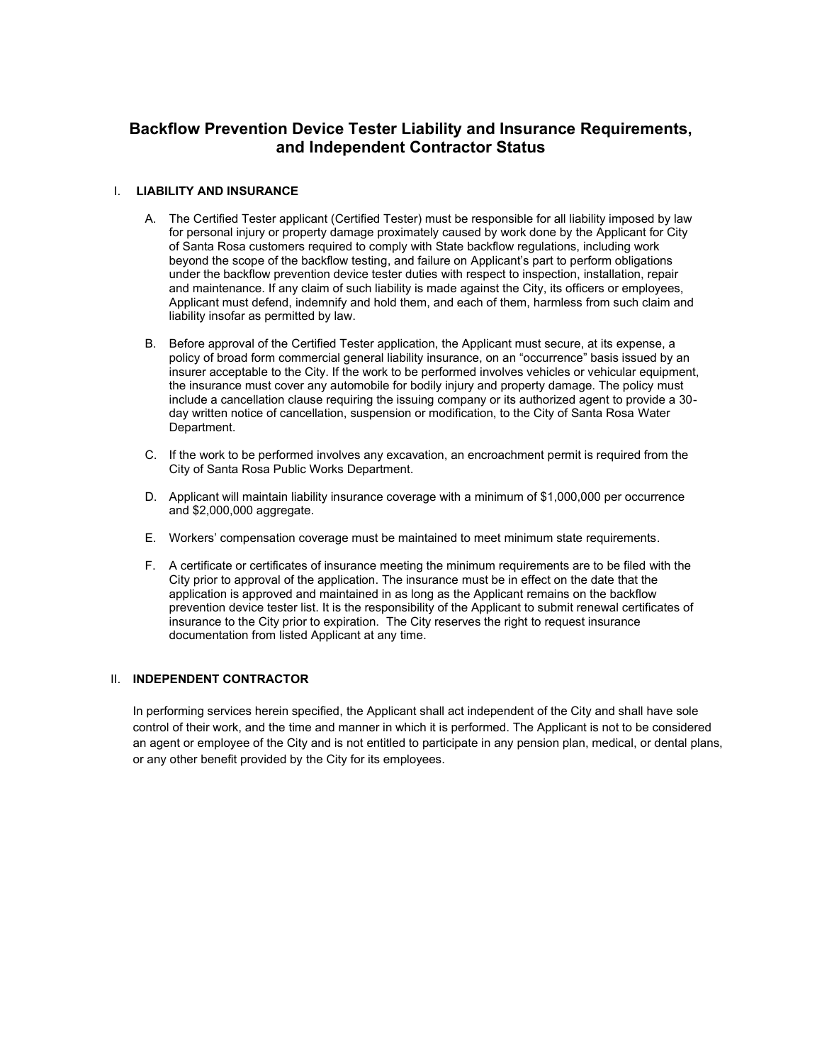# Backflow Prevention Device Tester Liability and Insurance Requirements, and Independent Contractor Status

## I. LIABILITY AND INSURANCE

A. The Certified Tester applicant (Certified Tester) must be responsible for all liability imposed by law for personal injury or property damage proximately caused by work done by the Applicant for City of Santa Rosa customers required to comply with State backflow regulations, including work beyond the scope of the backflow testing, and failure on Applicant's part to perform obligations under the backflow prevention device tester duties with respect to inspection, installation, repair and maintenance. If any claim of such liability is made against the City, its officers or employees, Applicant must defend, indemnify and hold them, and each of them, harmless from such claim and liability insofar as permitted by law.

B. Before approval of the Certified Tester application, the Applicant must secure, at its expense, a policy of broad form commercial general liability insurance, on an "occurrence" basis issued by an insurer acceptable to the City. If the work to be performed involves vehicles or vehicular equipment, the insurance must cover any automobile for bodily injury and property damage. The policy must include a cancellation clause requiring the issuing company or its authorized agent to provide a 30-day written notice of cancellation, suspension or modification, to the City of Santa Rosa Water Department.

C. If the work to be performed involves any excavation, an encroachment permit is required from the City of Santa Rosa Public Works Department.

D. Applicant will maintain liability insurance coverage with a minimum of $1,000,000 per occurrence and $2,000,000 aggregate.

E. Workers' compensation coverage must be maintained to meet minimum state requirements.

F. A certificate or certificates of insurance meeting the minimum requirements are to be filed with the City prior to approval of the application. The insurance must be in effect on the date that the application is approved and maintained in as long as the Applicant remains on the backflow prevention device tester list. It is the responsibility of the Applicant to submit renewal certificates of insurance to the City prior to expiration. The City reserves the right to request insurance documentation from listed Applicant at any time.

## II. INDEPENDENT CONTRACTOR

In performing services herein specified, the Applicant shall act independent of the City and shall have sole control of their work, and the time and manner in which it is performed. The Applicant is not to be considered an agent or employee of the City and is not entitled to participate in any pension plan, medical, or dental plans, or any other benefit provided by the City for its employees.